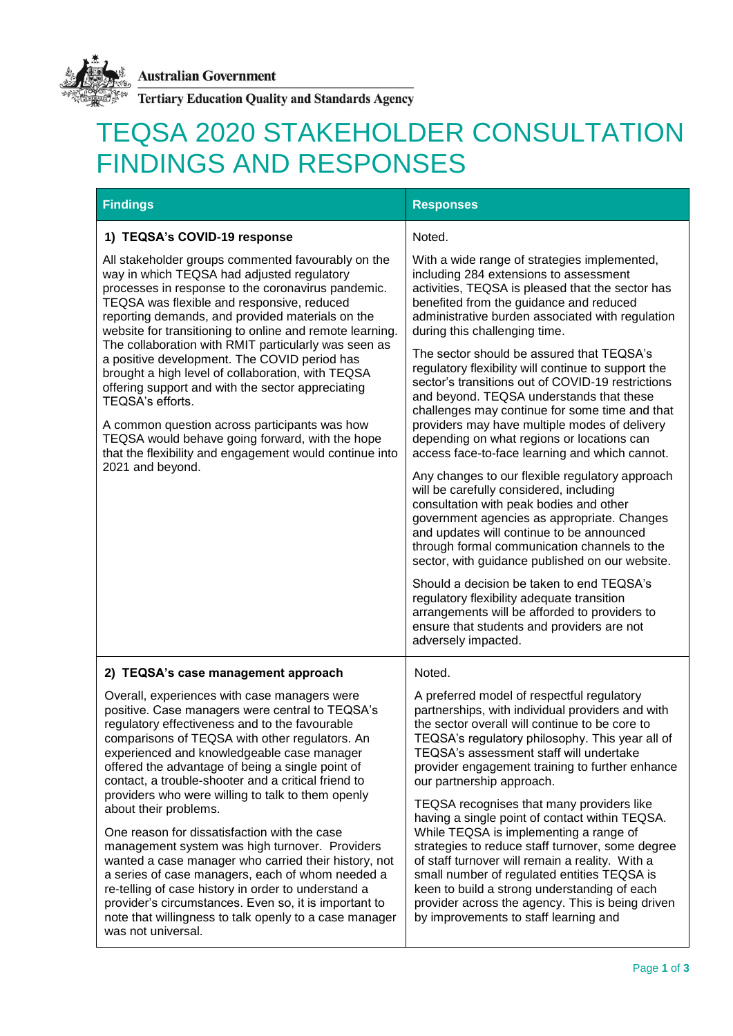Australian Government

Tertiary Education Quality and Standards Agency

# TEQSA 2020 STAKEHOLDER CONSULTATION FINDINGS AND RESPONSES

| Findings | Responses |
|---|---|
| **1) TEQSA's COVID-19 response**<br><br>All stakeholder groups commented favourably on the way in which TEQSA had adjusted regulatory processes in response to the coronavirus pandemic. TEQSA was flexible and responsive, reduced reporting demands, and provided materials on the website for transitioning to online and remote learning. The collaboration with RMIT particularly was seen as a positive development. The COVID period has brought a high level of collaboration, with TEQSA offering support and with the sector appreciating TEQSA's efforts.<br><br>A common question across participants was how TEQSA would behave going forward, with the hope that the flexibility and engagement would continue into 2021 and beyond. | Noted.<br><br>With a wide range of strategies implemented, including 284 extensions to assessment activities, TEQSA is pleased that the sector has benefited from the guidance and reduced administrative burden associated with regulation during this challenging time.<br><br>The sector should be assured that TEQSA's regulatory flexibility will continue to support the sector's transitions out of COVID-19 restrictions and beyond. TEQSA understands that these challenges may continue for some time and that providers may have multiple modes of delivery depending on what regions or locations can access face-to-face learning and which cannot.<br><br>Any changes to our flexible regulatory approach will be carefully considered, including consultation with peak bodies and other government agencies as appropriate. Changes and updates will continue to be announced through formal communication channels to the sector, with guidance published on our website.<br><br>Should a decision be taken to end TEQSA's regulatory flexibility adequate transition arrangements will be afforded to providers to ensure that students and providers are not adversely impacted. |
| **2) TEQSA's case management approach**<br><br>Overall, experiences with case managers were positive. Case managers were central to TEQSA's regulatory effectiveness and to the favourable comparisons of TEQSA with other regulators. An experienced and knowledgeable case manager offered the advantage of being a single point of contact, a trouble-shooter and a critical friend to providers who were willing to talk to them openly about their problems.<br><br>One reason for dissatisfaction with the case management system was high turnover. Providers wanted a case manager who carried their history, not a series of case managers, each of whom needed a re-telling of case history in order to understand a provider's circumstances. Even so, it is important to note that willingness to talk openly to a case manager was not universal. | Noted.<br><br>A preferred model of respectful regulatory partnerships, with individual providers and with the sector overall will continue to be core to TEQSA's regulatory philosophy. This year all of TEQSA's assessment staff will undertake provider engagement training to further enhance our partnership approach.<br><br>TEQSA recognises that many providers like having a single point of contact within TEQSA. While TEQSA is implementing a range of strategies to reduce staff turnover, some degree of staff turnover will remain a reality. With a small number of regulated entities TEQSA is keen to build a strong understanding of each provider across the agency. This is being driven by improvements to staff learning and |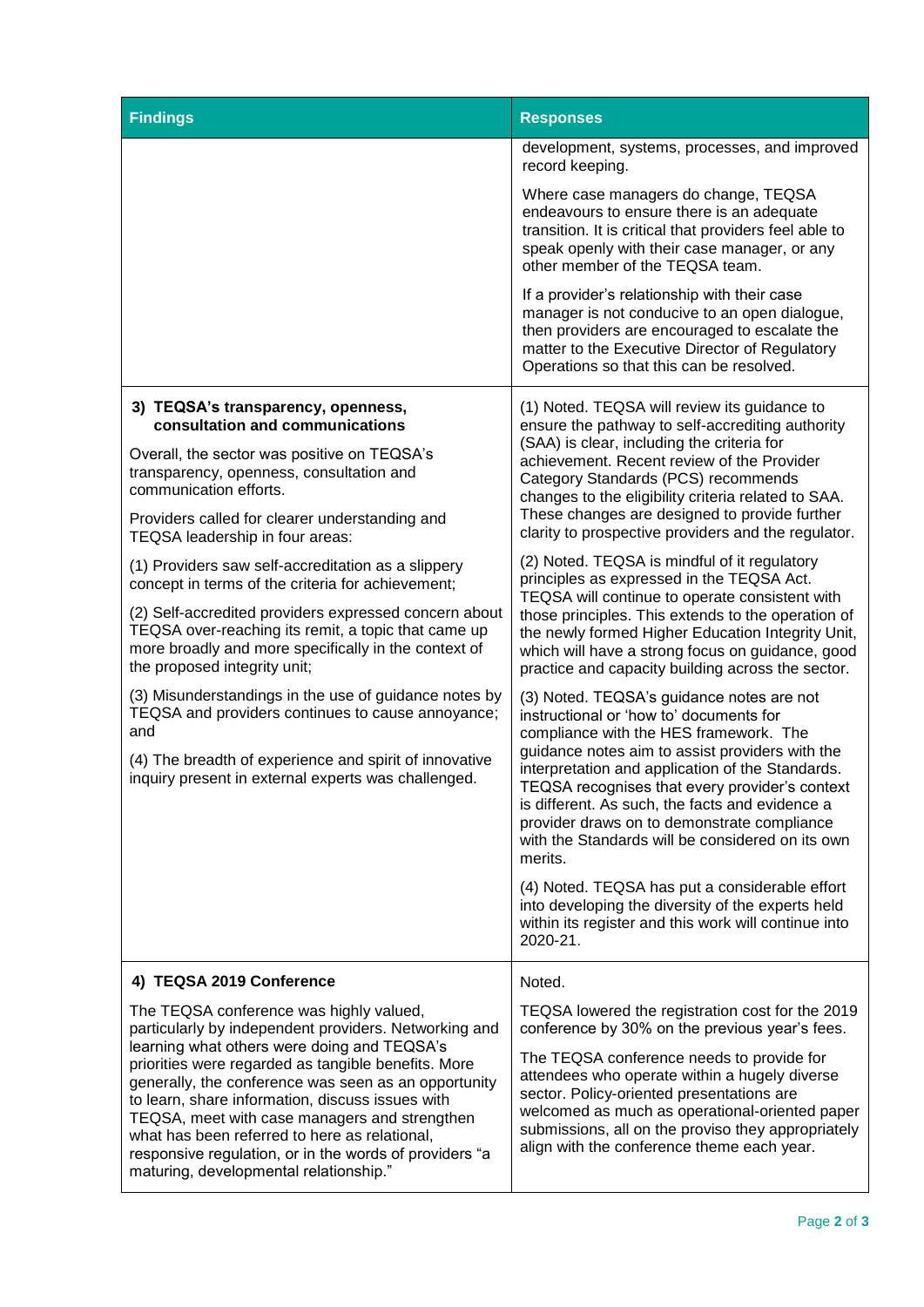| Findings | Responses |
|---|---|
| | development, systems, processes, and improved record keeping.<br><br>Where case managers do change, TEQSA endeavours to ensure there is an adequate transition. It is critical that providers feel able to speak openly with their case manager, or any other member of the TEQSA team.<br><br>If a provider's relationship with their case manager is not conducive to an open dialogue, then providers are encouraged to escalate the matter to the Executive Director of Regulatory Operations so that this can be resolved. |
| **3) TEQSA's transparency, openness, consultation and communications**<br><br>Overall, the sector was positive on TEQSA's transparency, openness, consultation and communication efforts.<br><br>Providers called for clearer understanding and TEQSA leadership in four areas:<br><br>(1) Providers saw self-accreditation as a slippery concept in terms of the criteria for achievement;<br><br>(2) Self-accredited providers expressed concern about TEQSA over-reaching its remit, a topic that came up more broadly and more specifically in the context of the proposed integrity unit;<br><br>(3) Misunderstandings in the use of guidance notes by TEQSA and providers continues to cause annoyance; and<br><br>(4) The breadth of experience and spirit of innovative inquiry present in external experts was challenged. | (1) Noted. TEQSA will review its guidance to ensure the pathway to self-accrediting authority (SAA) is clear, including the criteria for achievement. Recent review of the Provider Category Standards (PCS) recommends changes to the eligibility criteria related to SAA. These changes are designed to provide further clarity to prospective providers and the regulator.<br><br>(2) Noted. TEQSA is mindful of it regulatory principles as expressed in the TEQSA Act. TEQSA will continue to operate consistent with those principles. This extends to the operation of the newly formed Higher Education Integrity Unit, which will have a strong focus on guidance, good practice and capacity building across the sector.<br><br>(3) Noted. TEQSA's guidance notes are not instructional or 'how to' documents for compliance with the HES framework. The guidance notes aim to assist providers with the interpretation and application of the Standards. TEQSA recognises that every provider's context is different. As such, the facts and evidence a provider draws on to demonstrate compliance with the Standards will be considered on its own merits.<br><br>(4) Noted. TEQSA has put a considerable effort into developing the diversity of the experts held within its register and this work will continue into 2020-21. |
| **4) TEQSA 2019 Conference**<br><br>The TEQSA conference was highly valued, particularly by independent providers. Networking and learning what others were doing and TEQSA's priorities were regarded as tangible benefits. More generally, the conference was seen as an opportunity to learn, share information, discuss issues with TEQSA, meet with case managers and strengthen what has been referred to here as relational, responsive regulation, or in the words of providers "a maturing, developmental relationship." | Noted.<br><br>TEQSA lowered the registration cost for the 2019 conference by 30% on the previous year's fees.<br><br>The TEQSA conference needs to provide for attendees who operate within a hugely diverse sector. Policy-oriented presentations are welcomed as much as operational-oriented paper submissions, all on the proviso they appropriately align with the conference theme each year. |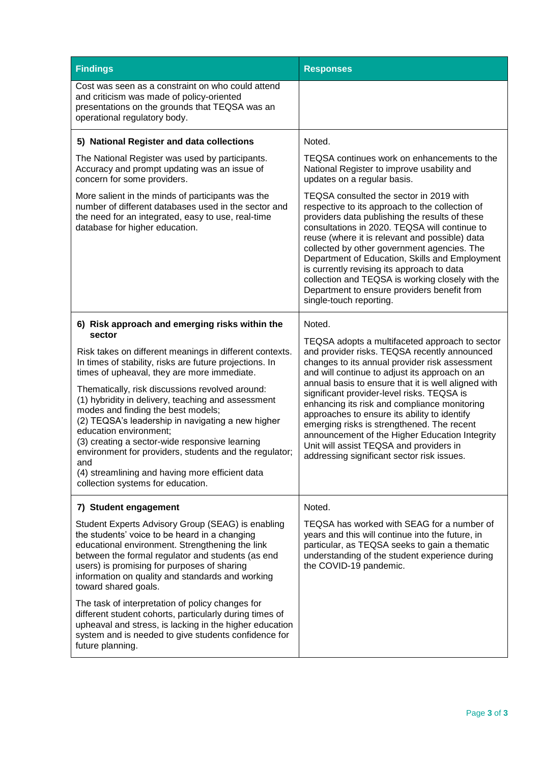| Findings | Responses |
|---|---|
| Cost was seen as a constraint on who could attend and criticism was made of policy-oriented presentations on the grounds that TEQSA was an operational regulatory body. | |
| **5) National Register and data collections**<br><br>The National Register was used by participants. Accuracy and prompt updating was an issue of concern for some providers.<br><br>More salient in the minds of participants was the number of different databases used in the sector and the need for an integrated, easy to use, real-time database for higher education. | Noted.<br><br>TEQSA continues work on enhancements to the National Register to improve usability and updates on a regular basis.<br><br>TEQSA consulted the sector in 2019 with respective to its approach to the collection of providers data publishing the results of these consultations in 2020. TEQSA will continue to reuse (where it is relevant and possible) data collected by other government agencies. The Department of Education, Skills and Employment is currently revising its approach to data collection and TEQSA is working closely with the Department to ensure providers benefit from single-touch reporting. |
| **6) Risk approach and emerging risks within the sector**<br><br>Risk takes on different meanings in different contexts. In times of stability, risks are future projections. In times of upheaval, they are more immediate.<br><br>Thematically, risk discussions revolved around:<br>(1) hybridity in delivery, teaching and assessment modes and finding the best models;<br>(2) TEQSA's leadership in navigating a new higher education environment;<br>(3) creating a sector-wide responsive learning environment for providers, students and the regulator; and<br>(4) streamlining and having more efficient data collection systems for education. | Noted.<br><br>TEQSA adopts a multifaceted approach to sector and provider risks. TEQSA recently announced changes to its annual provider risk assessment and will continue to adjust its approach on an annual basis to ensure that it is well aligned with significant provider-level risks. TEQSA is enhancing its risk and compliance monitoring approaches to ensure its ability to identify emerging risks is strengthened. The recent announcement of the Higher Education Integrity Unit will assist TEQSA and providers in addressing significant sector risk issues. |
| **7) Student engagement**<br><br>Student Experts Advisory Group (SEAG) is enabling the students' voice to be heard in a changing educational environment. Strengthening the link between the formal regulator and students (as end users) is promising for purposes of sharing information on quality and standards and working toward shared goals.<br><br>The task of interpretation of policy changes for different student cohorts, particularly during times of upheaval and stress, is lacking in the higher education system and is needed to give students confidence for future planning. | Noted.<br><br>TEQSA has worked with SEAG for a number of years and this will continue into the future, in particular, as TEQSA seeks to gain a thematic understanding of the student experience during the COVID-19 pandemic. |